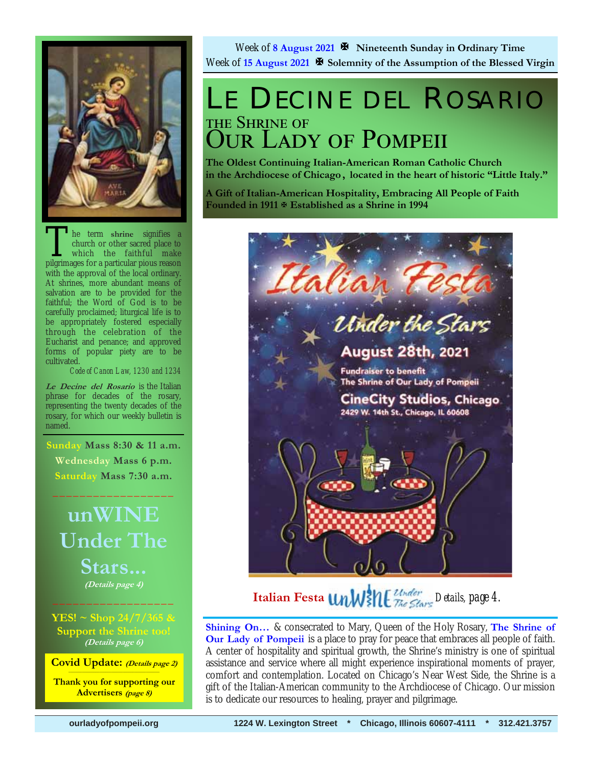Week of **8 August 2021** ✠ **Nineteenth Sunday in Ordinary Time**
Week of **15 August 2021** ✠ **Solemnity of the Assumption of the Blessed Virgin**

# LE DECINE DEL ROSARIO

## THE SHRINE OF OUR LADY OF POMPEII

**The Oldest Continuing Italian-American Roman Catholic Church in the Archdiocese of Chicago, located in the heart of historic "Little Italy."**

**A Gift of Italian-American Hospitality, Embracing All People of Faith**
**Founded in 1911 ✠ Established as a Shrine in 1994**

The term **shrine** signifies a church or other sacred place to which the faithful make pilgrimages for a particular pious reason with the approval of the local ordinary. At shrines, more abundant means of salvation are to be provided for the faithful; the Word of God is to be carefully proclaimed; liturgical life is to be appropriately fostered especially through the celebration of the Eucharist and penance; and approved forms of popular piety are to be cultivated.

*Code of Canon Law, 1230 and 1234*

***Le Decine del Rosario*** is the Italian phrase for decades of the rosary, representing the twenty decades of the rosary, for which our weekly bulletin is named.

**Sunday Mass 8:30 & 11 a.m.**
**Wednesday Mass 6 p.m.**
**Saturday Mass 7:30 a.m.**

**unWINE Under The Stars...**
***(Details page 4)***

**YES! ~ Shop 24/7/365 & Support the Shrine too!**
***(Details page 6)***

**Covid Update:** ***(Details page 2)***

**Thank you for supporting our Advertisers** ***(page 8)***

Italian Festa
Under the Stars
August 28th, 2021
Fundraiser to benefit
The Shrine of Our Lady of Pompeii
CineCity Studios, Chicago
2429 W. 14th St., Chicago, IL 60608

**Italian Festa** unWINE Under The Stars *Details, page 4.*

**Shining On…** & consecrated to Mary, Queen of the Holy Rosary, **The Shrine of Our Lady of Pompeii** is a place to pray for peace that embraces all people of faith. A center of hospitality and spiritual growth, the Shrine's ministry is one of spiritual assistance and service where all might experience inspirational moments of prayer, comfort and contemplation. Located on Chicago's Near West Side, the Shrine is a gift of the Italian-American community to the Archdiocese of Chicago. Our mission is to dedicate our resources to healing, prayer and pilgrimage.

**ourladyofpompeii.org** **1224 W. Lexington Street * Chicago, Illinois 60607-4111 * 312.421.3757**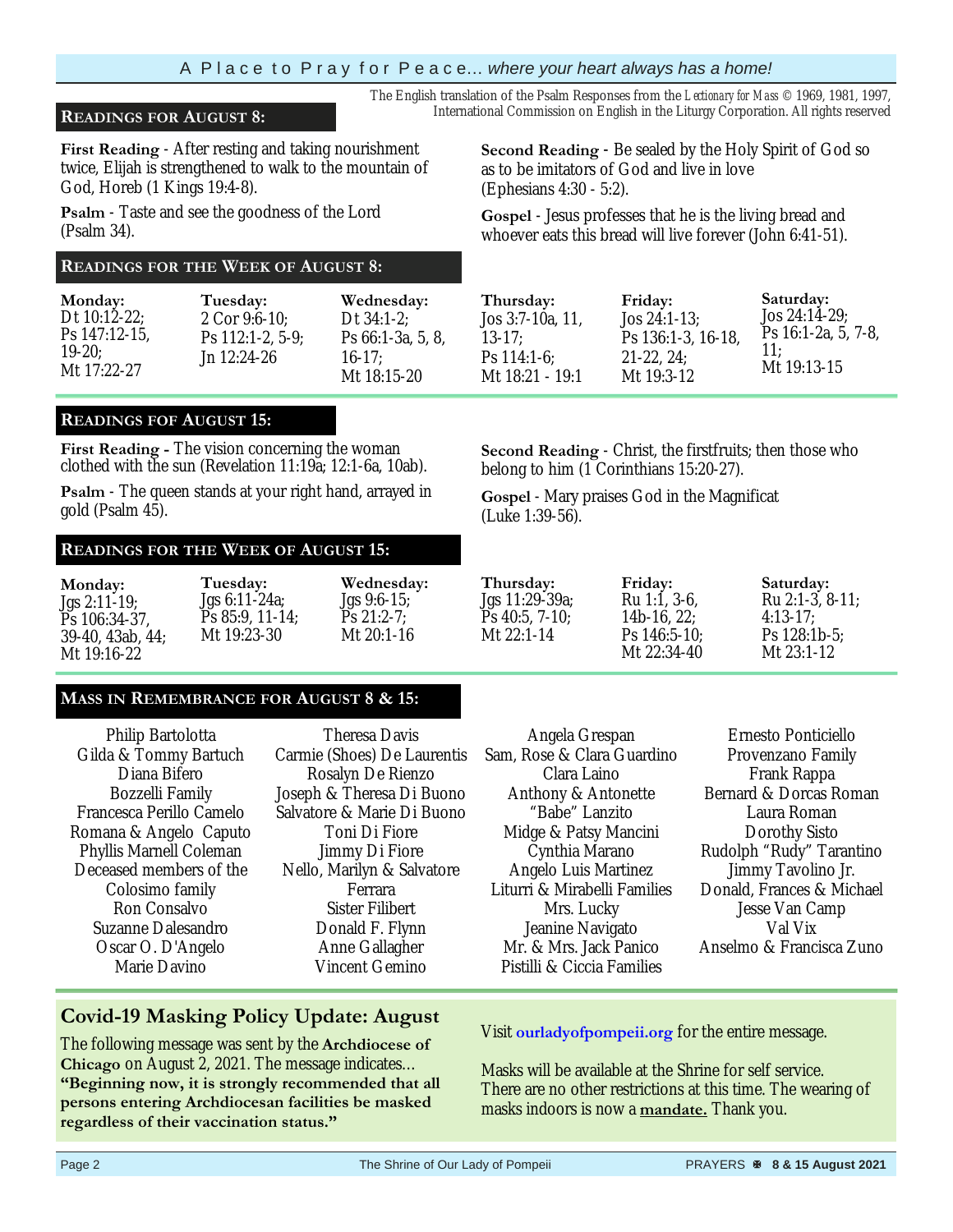A Place to Pray for Peace... *where your heart always has a home!*

*The English translation of the Psalm Responses from the Lectionary for Mass © 1969, 1981, 1997, International Commission on English in the Liturgy Corporation. All rights reserved*

## READINGS FOR AUGUST 8:

**First Reading** - After resting and taking nourishment twice, Elijah is strengthened to walk to the mountain of God, Horeb (1 Kings 19:4-8).

**Psalm** - Taste and see the goodness of the Lord (Psalm 34).

**Second Reading** - Be sealed by the Holy Spirit of God so as to be imitators of God and live in love (Ephesians 4:30 - 5:2).

**Gospel** - Jesus professes that he is the living bread and whoever eats this bread will live forever (John 6:41-51).

## READINGS FOR THE WEEK OF AUGUST 8:

| Monday: | Tuesday: | Wednesday: | Thursday: | Friday: | Saturday: |
|---|---|---|---|---|---|
| Dt 10:12-22; Ps 147:12-15, 19-20; Mt 17:22-27 | 2 Cor 9:6-10; Ps 112:1-2, 5-9; Jn 12:24-26 | Dt 34:1-2; Ps 66:1-3a, 5, 8, 16-17; Mt 18:15-20 | Jos 3:7-10a, 11, 13-17; Ps 114:1-6; Mt 18:21 - 19:1 | Jos 24:1-13; Ps 136:1-3, 16-18, 21-22, 24; Mt 19:3-12 | Jos 24:14-29; Ps 16:1-2a, 5, 7-8, 11; Mt 19:13-15 |

## READINGS FOF AUGUST 15:

**First Reading -** The vision concerning the woman clothed with the sun (Revelation 11:19a; 12:1-6a, 10ab).

**Psalm** - The queen stands at your right hand, arrayed in gold (Psalm 45).

**Second Reading** - Christ, the firstfruits; then those who belong to him (1 Corinthians 15:20-27).

**Gospel** - Mary praises God in the Magnificat (Luke 1:39-56).

## READINGS FOR THE WEEK OF AUGUST 15:

| Monday: | Tuesday: | Wednesday: | Thursday: | Friday: | Saturday: |
|---|---|---|---|---|---|
| Jgs 2:11-19; Ps 106:34-37, 39-40, 43ab, 44; Mt 19:16-22 | Jgs 6:11-24a; Ps 85:9, 11-14; Mt 19:23-30 | Jgs 9:6-15; Ps 21:2-7; Mt 20:1-16 | Jgs 11:29-39a; Ps 40:5, 7-10; Mt 22:1-14 | Ru 1:1, 3-6, 14b-16, 22; Ps 146:5-10; Mt 22:34-40 | Ru 2:1-3, 8-11; 4:13-17; Ps 128:1b-5; Mt 23:1-12 |

## MASS IN REMEMBRANCE FOR AUGUST 8 & 15:

Philip Bartolotta
Gilda & Tommy Bartuch
Diana Bifero
Bozzelli Family
Francesca Perillo Camelo
Romana & Angelo Caputo
Phyllis Marnell Coleman
Deceased members of the Colosimo family
Ron Consalvo
Suzanne Dalesandro
Oscar O. D'Angelo
Marie Davino

Theresa Davis
Carmie (Shoes) De Laurentis
Rosalyn De Rienzo
Joseph & Theresa Di Buono
Salvatore & Marie Di Buono
Toni Di Fiore
Jimmy Di Fiore
Nello, Marilyn & Salvatore Ferrara
Sister Filibert
Donald F. Flynn
Anne Gallagher
Vincent Gemino

Angela Grespan
Sam, Rose & Clara Guardino
Clara Laino
Anthony & Antonette "Babe" Lanzito
Midge & Patsy Mancini
Cynthia Marano
Angelo Luis Martinez
Liturri & Mirabelli Families
Mrs. Lucky
Jeanine Navigato
Mr. & Mrs. Jack Panico
Pistilli & Ciccia Families

Ernesto Ponticiello
Provenzano Family
Frank Rappa
Bernard & Dorcas Roman
Laura Roman
Dorothy Sisto
Rudolph "Rudy" Tarantino
Jimmy Tavolino Jr.
Donald, Frances & Michael
Jesse Van Camp
Val Vix
Anselmo & Francisca Zuno

## Covid-19 Masking Policy Update: August

The following message was sent by the **Archdiocese of Chicago** on August 2, 2021. The message indicates... **"Beginning now, it is strongly recommended that all persons entering Archdiocesan facilities be masked regardless of their vaccination status."**

Visit **ourladyofpompeii.org** for the entire message.

Masks will be available at the Shrine for self service. There are no other restrictions at this time. The wearing of masks indoors is now a **mandate.** Thank you.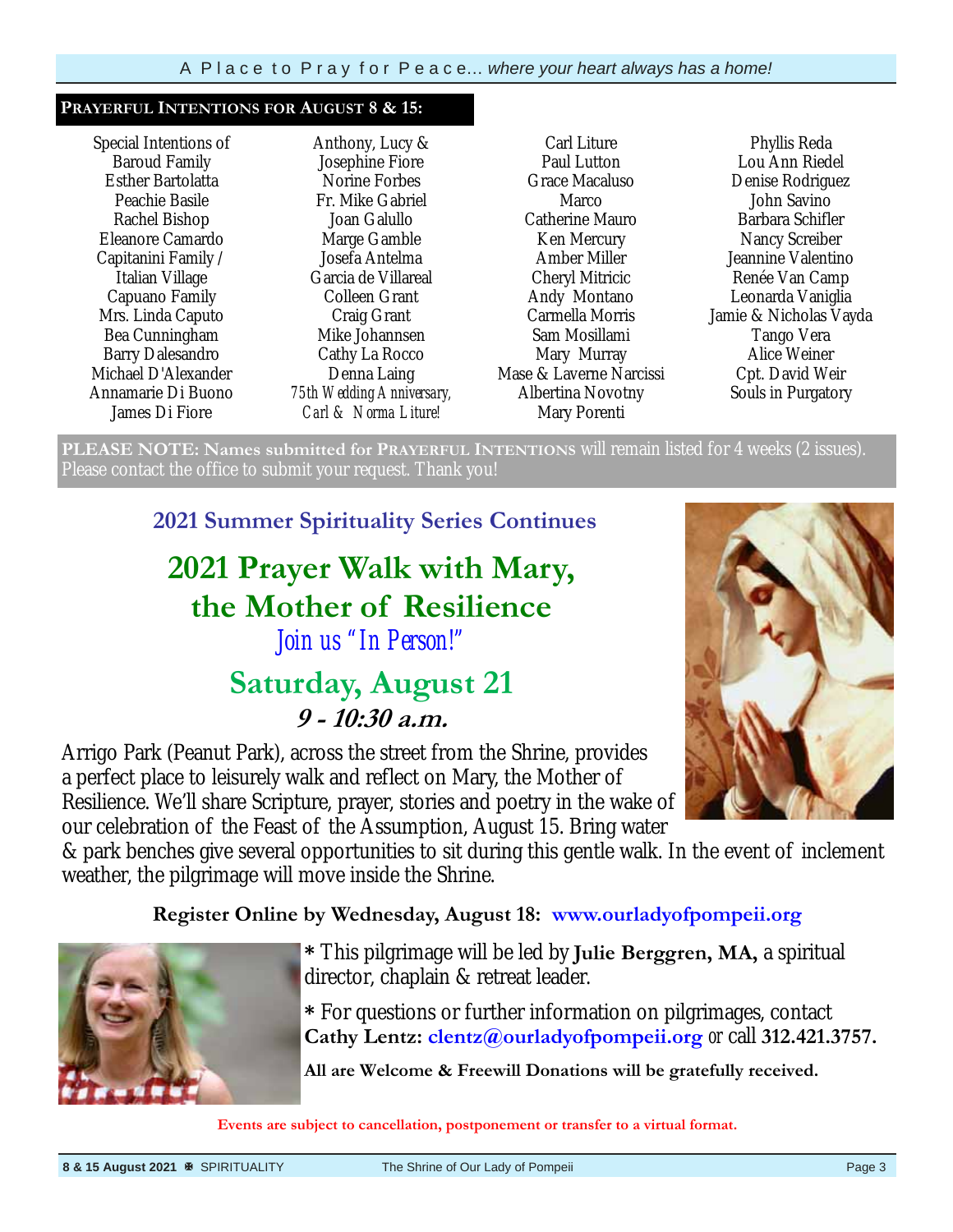A Place to Pray for Peace... *where your heart always has a home!*

**PRAYERFUL INTENTIONS FOR AUGUST 8 & 15:**

Special Intentions of
Baroud Family
Esther Bartolatta
Peachie Basile
Rachel Bishop
Eleanore Camardo
Capitanini Family /
Italian Village
Capuano Family
Mrs. Linda Caputo
Bea Cunningham
Barry Dalesandro
Michael D'Alexander
Annamarie Di Buono
James Di Fiore
Anthony, Lucy &
Josephine Fiore
Norine Forbes
Fr. Mike Gabriel
Joan Galullo
Marge Gamble
Josefa Antelma
Garcia de Villareal
Colleen Grant
Craig Grant
Mike Johannsen
Cathy La Rocco
Denna Laing
*75th Wedding Anniversary, Carl & Norma Liture!*
Carl Liture
Paul Lutton
Grace Macaluso
Marco
Catherine Mauro
Ken Mercury
Amber Miller
Cheryl Mitricic
Andy Montano
Carmella Morris
Sam Mosillami
Mary Murray
Mase & Laverne Narcissi
Albertina Novotny
Mary Porenti
Phyllis Reda
Lou Ann Riedel
Denise Rodriguez
John Savino
Barbara Schifler
Nancy Screiber
Jeannine Valentino
Renée Van Camp
Leonarda Vaniglia
Jamie & Nicholas Vayda
Tango Vera
Alice Weiner
Cpt. David Weir
Souls in Purgatory

**PLEASE NOTE: Names submitted for PRAYERFUL INTENTIONS** will remain listed for 4 weeks (2 issues). Please contact the office to submit your request. Thank you!

## 2021 Summer Spirituality Series Continues

# 2021 Prayer Walk with Mary, the Mother of Resilience

*Join us "In Person!"*

## Saturday, August 21

***9 - 10:30 a.m.***

Arrigo Park (Peanut Park), across the street from the Shrine, provides a perfect place to leisurely walk and reflect on Mary, the Mother of Resilience. We'll share Scripture, prayer, stories and poetry in the wake of our celebration of the Feast of the Assumption, August 15. Bring water & park benches give several opportunities to sit during this gentle walk. In the event of inclement weather, the pilgrimage will move inside the Shrine.

**Register Online by Wednesday, August 18: www.ourladyofpompeii.org**

* This pilgrimage will be led by **Julie Berggren, MA,** a spiritual director, chaplain & retreat leader.

* For questions or further information on pilgrimages, contact **Cathy Lentz: clentz@ourladyofpompeii.org** or call **312.421.3757.**

**All are Welcome & Freewill Donations will be gratefully received.**

**Events are subject to cancellation, postponement or transfer to a virtual format.**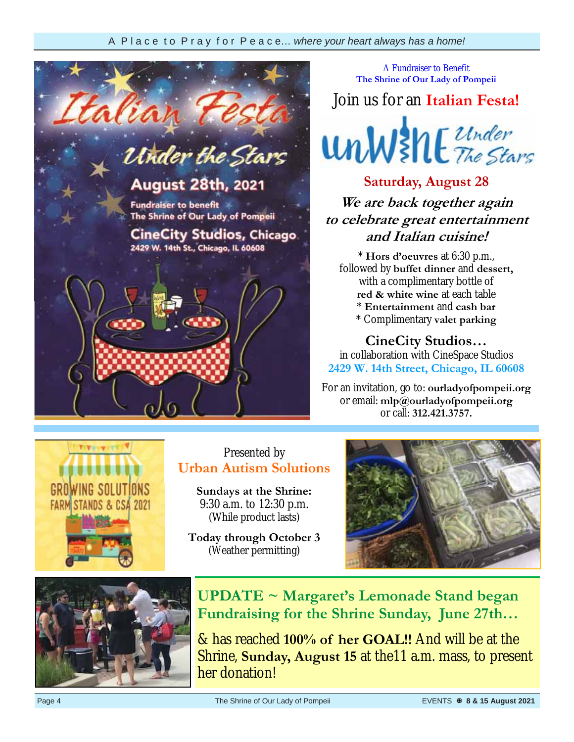A Fundraiser to Benefit
**The Shrine of Our Lady of Pompeii**

## Join us for an **Italian Festa!**

## unWine Under The Stars

**Saturday, August 28**

***We are back together again to celebrate great entertainment and Italian cuisine!***

* **Hors d'oeuvres** at 6:30 p.m., followed by **buffet dinner** and **dessert,** with a complimentary bottle of **red & white wine** at each table
* **Entertainment** and **cash bar**
* Complimentary **valet parking**

**CineCity Studios…**
in collaboration with CineSpace Studios
**2429 W. 14th Street, Chicago, IL 60608**

For an invitation, go to: **ourladyofpompeii.org**
or email: **mlp@ourladyofpompeii.org**
or call: **312.421.3757.**

---

Presented by
**Urban Autism Solutions**

**Sundays at the Shrine:**
9:30 a.m. to 12:30 p.m.
(While product lasts)

**Today through October 3**
(Weather permitting)

---

## UPDATE ~ Margaret's Lemonade Stand began Fundraising for the Shrine Sunday, June 27th…

& has reached **100% of her GOAL!!** And will be at the Shrine, **Sunday, August 15** at the11 a.m. mass, to present her donation!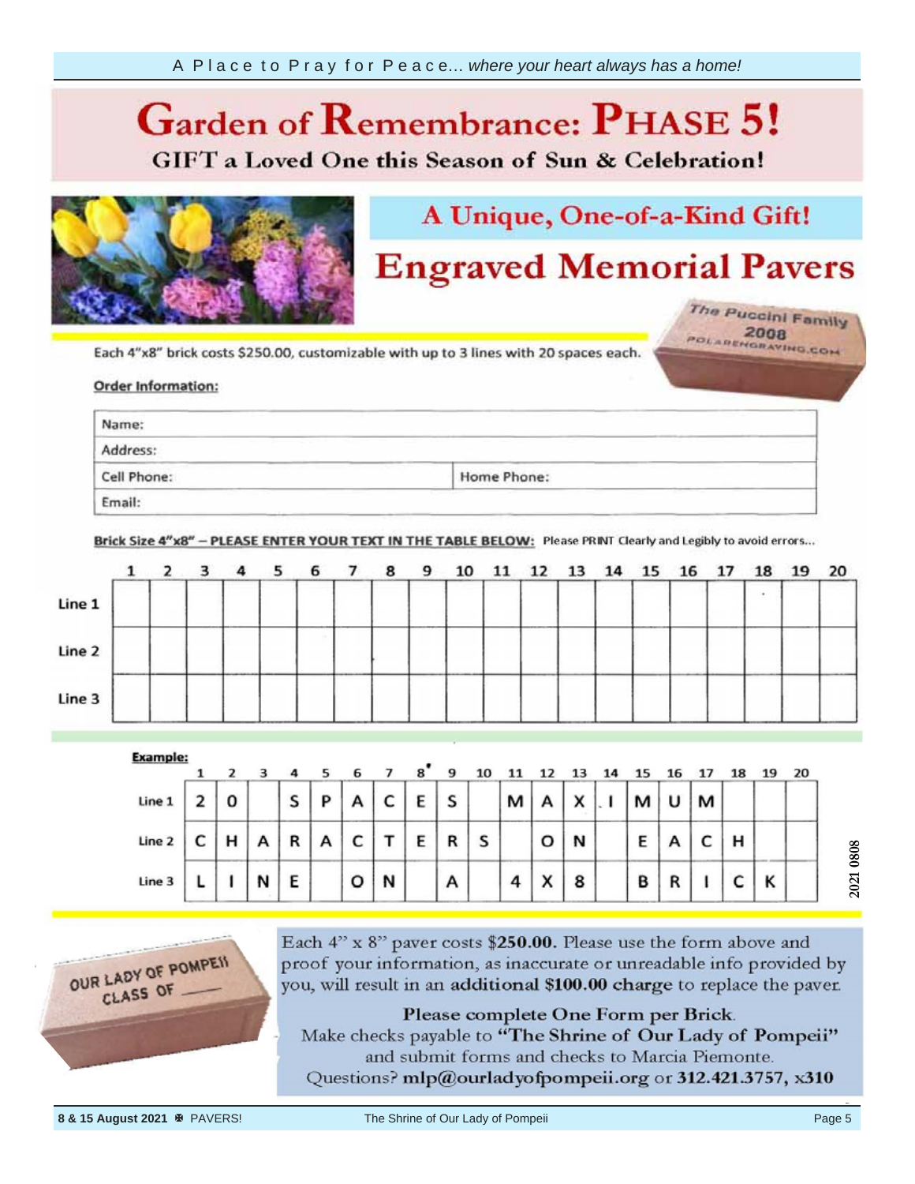A Place to Pray for Peace... *where your heart always has a home!*

# Garden of Remembrance: PHASE 5!

**GIFT a Loved One this Season of Sun & Celebration!**

## A Unique, One-of-a-Kind Gift!

## Engraved Memorial Pavers

Each 4"x8" brick costs $250.00, customizable with up to 3 lines with 20 spaces each.

**Order Information:**

| Name: | |
|---|---|
| Address: | |
| Cell Phone: | Home Phone: |
| Email: | |

**Brick Size 4"x8" – PLEASE ENTER YOUR TEXT IN THE TABLE BELOW:** Please PRINT Clearly and Legibly to avoid errors...

| | 1 | 2 | 3 | 4 | 5 | 6 | 7 | 8 | 9 | 10 | 11 | 12 | 13 | 14 | 15 | 16 | 17 | 18 | 19 | 20 |
|---|---|---|---|---|---|---|---|---|---|---|---|---|---|---|---|---|---|---|---|---|
| Line 1 | | | | | | | | | | | | | | | | | | | | |
| Line 2 | | | | | | | | | | | | | | | | | | | | |
| Line 3 | | | | | | | | | | | | | | | | | | | | |

**Example:**

| | 1 | 2 | 3 | 4 | 5 | 6 | 7 | 8 | 9 | 10 | 11 | 12 | 13 | 14 | 15 | 16 | 17 | 18 | 19 | 20 |
|---|---|---|---|---|---|---|---|---|---|---|---|---|---|---|---|---|---|---|---|---|
| Line 1 | 2 | 0 | | S | P | A | C | E | S | | M | A | X | . I | M | U | M | | | |
| Line 2 | C | H | A | R | A | C | T | E | R | S | | O | N | | E | A | C | H | | |
| Line 3 | L | I | N | E | | O | N | | A | | 4 | X | 8 | | B | R | I | C | K | |

2021 0808

Each 4" x 8" paver costs **$250.00.** Please use the form above and proof your information, as inaccurate or unreadable info provided by you, will result in an **additional $100.00 charge** to replace the paver.

**Please complete One Form per Brick.**
Make checks payable to **"The Shrine of Our Lady of Pompeii"** and submit forms and checks to Marcia Piemonte.
Questions? **mlp@ourladyofpompeii.org** or **312.421.3757, x310**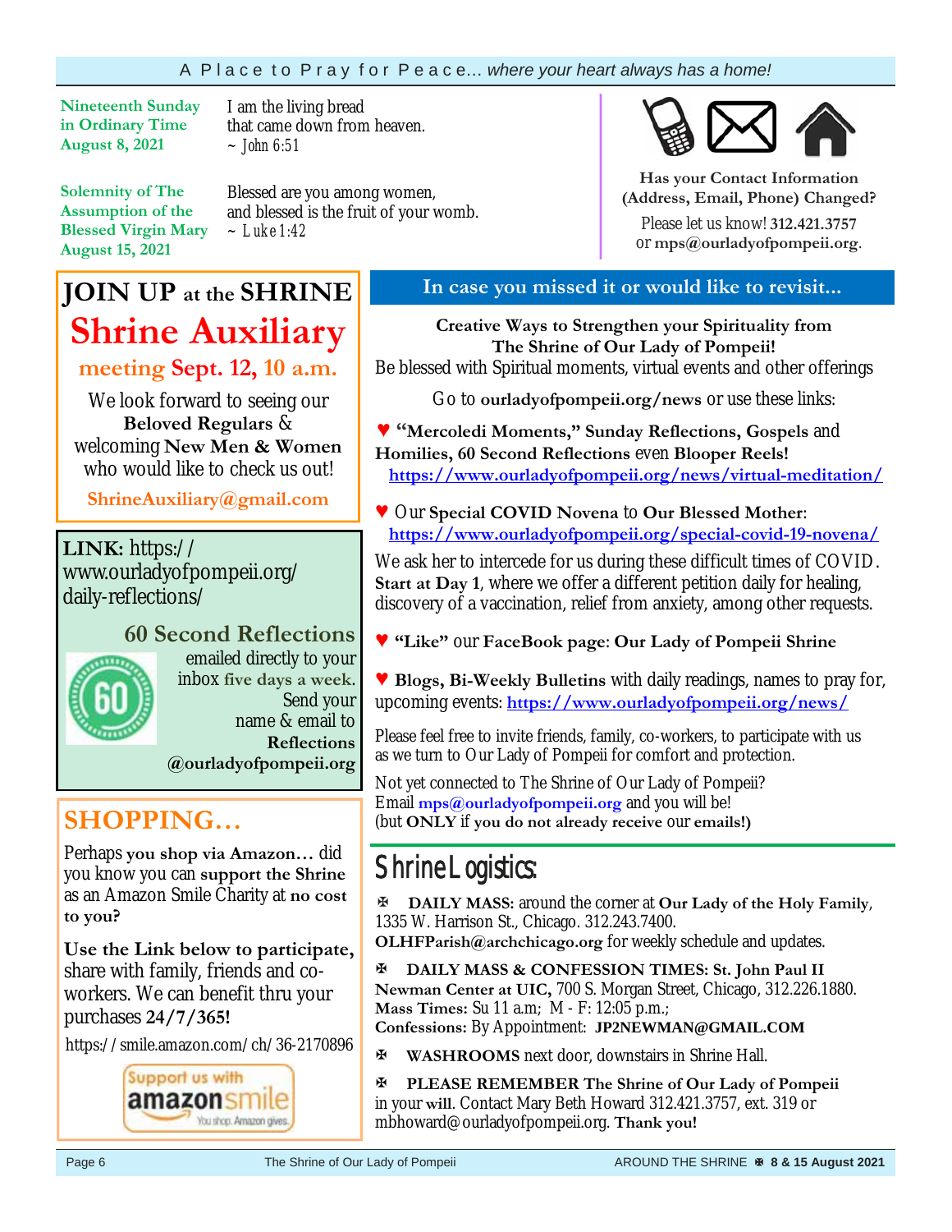**Nineteenth Sunday in Ordinary Time**
**August 8, 2021**

I am the living bread
that came down from heaven.
~ *John 6:51*

**Solemnity of The Assumption of the Blessed Virgin Mary**
**August 15, 2021**

Blessed are you among women,
and blessed is the fruit of your womb.
~ *Luke 1:42*

**Has your Contact Information (Address, Email, Phone) Changed?**

Please let us know! **312.421.3757** or **mps@ourladyofpompeii.org**.

## JOIN UP at the SHRINE

## Shrine Auxiliary

### meeting Sept. 12, 10 a.m.

We look forward to seeing our **Beloved Regulars** & welcoming **New Men & Women** who would like to check us out!

**ShrineAuxiliary@gmail.com**

**LINK:** https://www.ourladyofpompeii.org/daily-reflections/

### 60 Second Reflections

emailed directly to your inbox **five days a week.** Send your name & email to **Reflections @ourladyofpompeii.org**

## SHOPPING…

Perhaps **you shop via Amazon…** did you know you can **support the Shrine** as an Amazon Smile Charity at **no cost to you?**

**Use the Link below to participate,** share with family, friends and co-workers. We can benefit thru your purchases **24/7/365!**

https://smile.amazon.com/ch/36-2170896

Support us with amazonsmile — You shop. Amazon gives.

## In case you missed it or would like to revisit...

**Creative Ways to Strengthen your Spirituality from The Shrine of Our Lady of Pompeii!**
Be blessed with Spiritual moments, virtual events and other offerings

Go to **ourladyofpompeii.org/news** or use these links:

♥ **"Mercoledi Moments," Sunday Reflections, Gospels** and **Homilies, 60 Second Reflections** even **Blooper Reels!**
https://www.ourladyofpompeii.org/news/virtual-meditation/

♥ Our **Special COVID Novena** to **Our Blessed Mother**:
https://www.ourladyofpompeii.org/special-covid-19-novena/

We ask her to intercede for us during these difficult times of COVID. **Start at Day 1**, where we offer a different petition daily for healing, discovery of a vaccination, relief from anxiety, among other requests.

♥ **"Like"** our **FaceBook page**: **Our Lady of Pompeii Shrine**

♥ **Blogs, Bi-Weekly Bulletins** with daily readings, names to pray for, upcoming events: https://www.ourladyofpompeii.org/news/

Please feel free to invite friends, family, co-workers, to participate with us as we turn to Our Lady of Pompeii for comfort and protection.

Not yet connected to The Shrine of Our Lady of Pompeii?
Email **mps@ourladyofpompeii.org** and you will be!
(but **ONLY** if **you do not already receive** our **emails!)**

## Shrine Logistics:

✠ **DAILY MASS:** around the corner at **Our Lady of the Holy Family**, 1335 W. Harrison St., Chicago. 312.243.7400.
**OLHFParish@archchicago.org** for weekly schedule and updates.

✠ **DAILY MASS & CONFESSION TIMES: St. John Paul II Newman Center at UIC,** 700 S. Morgan Street, Chicago, 312.226.1880.
**Mass Times:** Su 11 a.m; M - F: 12:05 p.m.;
**Confessions:** By Appointment: **JP2NEWMAN@GMAIL.COM**

✠ **WASHROOMS** next door, downstairs in Shrine Hall.

✠ **PLEASE REMEMBER The Shrine of Our Lady of Pompeii** in your **will.** Contact Mary Beth Howard 312.421.3757, ext. 319 or mbhoward@ourladyofpompeii.org. **Thank you!**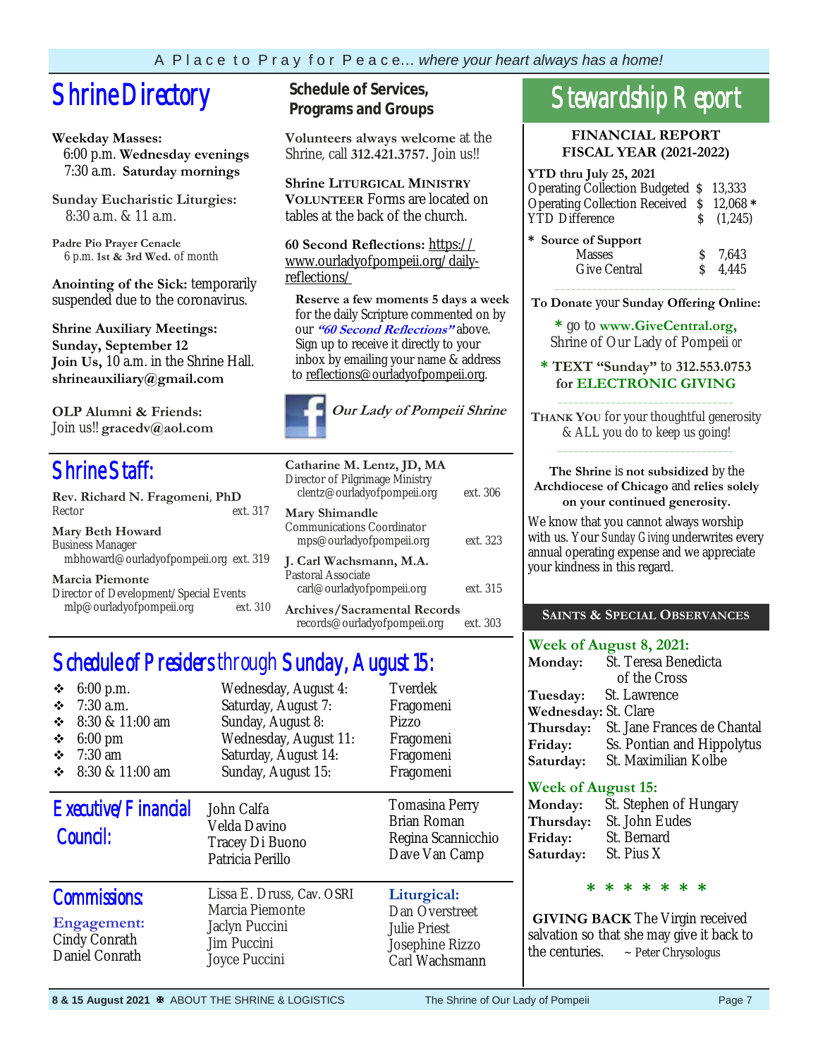A Place to Pray for Peace... *where your heart always has a home!*

# Shrine Directory

**Weekday Masses:**
6:00 p.m. **Wednesday evenings**
7:30 a.m. **Saturday mornings**

**Sunday Eucharistic Liturgies:**
8:30 a.m. & 11 a.m.

**Padre Pio Prayer Cenacle**
6 p.m. **1st & 3rd Wed.** of month

**Anointing of the Sick:** temporarily suspended due to the coronavirus.

**Shrine Auxiliary Meetings:**
**Sunday, September 12**
**Join Us,** 10 a.m. in the Shrine Hall.
**shrineauxiliary@gmail.com**

**OLP Alumni & Friends:**
Join us!! **gracedv@aol.com**

## Schedule of Services, Programs and Groups

**Volunteers always welcome** at the Shrine, call **312.421.3757.** Join us!!

**Shrine LITURGICAL MINISTRY VOLUNTEER** Forms are located on tables at the back of the church.

**60 Second Reflections:** https://www.ourladyofpompeii.org/daily-reflections/

**Reserve a few moments 5 days a week** for the daily Scripture commented on by our ***"60 Second Reflections"*** above. Sign up to receive it directly to your inbox by emailing your name & address to reflections@ourladyofpompeii.org.

***Our Lady of Pompeii Shrine***

# Shrine Staff:

**Rev. Richard N. Fragomeni, PhD**
Rector ext. 317

**Mary Beth Howard**
Business Manager
mbhoward@ourladyofpompeii.org ext. 319

**Marcia Piemonte**
Director of Development/Special Events
mlp@ourladyofpompeii.org ext. 310

**Catharine M. Lentz, JD, MA**
Director of Pilgrimage Ministry
clentz@ourladyofpompeii.org ext. 306

**Mary Shimandle**
Communications Coordinator
mps@ourladyofpompeii.org ext. 323

**J. Carl Wachsmann, M.A.**
Pastoral Associate
carl@ourladyofpompeii.org ext. 315

**Archives/Sacramental Records**
records@ourladyofpompeii.org ext. 303

# Schedule of Presiders through Sunday, August 15:

- 6:00 p.m. — Wednesday, August 4: — Tverdek
- 7:30 a.m. — Saturday, August 7: — Fragomeni
- 8:30 & 11:00 am — Sunday, August 8: — Pizzo
- 6:00 pm — Wednesday, August 11: — Fragomeni
- 7:30 am — Saturday, August 14: — Fragomeni
- 8:30 & 11:00 am — Sunday, August 15: — Fragomeni

## Executive/Financial Council:

John Calfa
Velda Davino
Tracey Di Buono
Patricia Perillo
Tomasina Perry
Brian Roman
Regina Scannicchio
Dave Van Camp

## Commissions:

**Engagement:**
Cindy Conrath
Daniel Conrath
Lissa E. Druss, Cav. OSRI
Marcia Piemonte
Jaclyn Puccini
Jim Puccini
Joyce Puccini

**Liturgical:**
Dan Overstreet
Julie Priest
Josephine Rizzo
Carl Wachsmann

# Stewardship Report

**FINANCIAL REPORT**
**FISCAL YEAR (2021-2022)**

**YTD thru July 25, 2021**

| | | |
|---|---|---|
| Operating Collection Budgeted | $ | 13,333 |
| Operating Collection Received | $ | 12,068 * |
| YTD Difference | $ | (1,245) |

**\* Source of Support**

| | | |
|---|---|---|
| Masses | $ | 7,643 |
| Give Central | $ | 4,445 |

**To Donate** your **Sunday Offering Online:**

**\*** go to **www.GiveCentral.org,** Shrine of Our Lady of Pompeii *or*

**\* TEXT "Sunday"** to **312.553.0753 for ELECTRONIC GIVING**

THANK YOU for your thoughtful generosity & ALL you do to keep us going!

**The Shrine** is **not subsidized** by the **Archdiocese of Chicago** and **relies solely on your continued generosity.**

We know that you cannot always worship with us. Your *Sunday Giving* underwrites every annual operating expense and we appreciate your kindness in this regard.

## SAINTS & SPECIAL OBSERVANCES

**Week of August 8, 2021:**
**Monday:** St. Teresa Benedicta of the Cross
**Tuesday:** St. Lawrence
**Wednesday:** St. Clare
**Thursday:** St. Jane Frances de Chantal
**Friday:** Ss. Pontian and Hippolytus
**Saturday:** St. Maximilian Kolbe

**Week of August 15:**
**Monday:** St. Stephen of Hungary
**Thursday:** St. John Eudes
**Friday:** St. Bernard
**Saturday:** St. Pius X

\* \* \* \* \* \* \*

**GIVING BACK** The Virgin received salvation so that she may give it back to the centuries. ~ Peter Chrysologus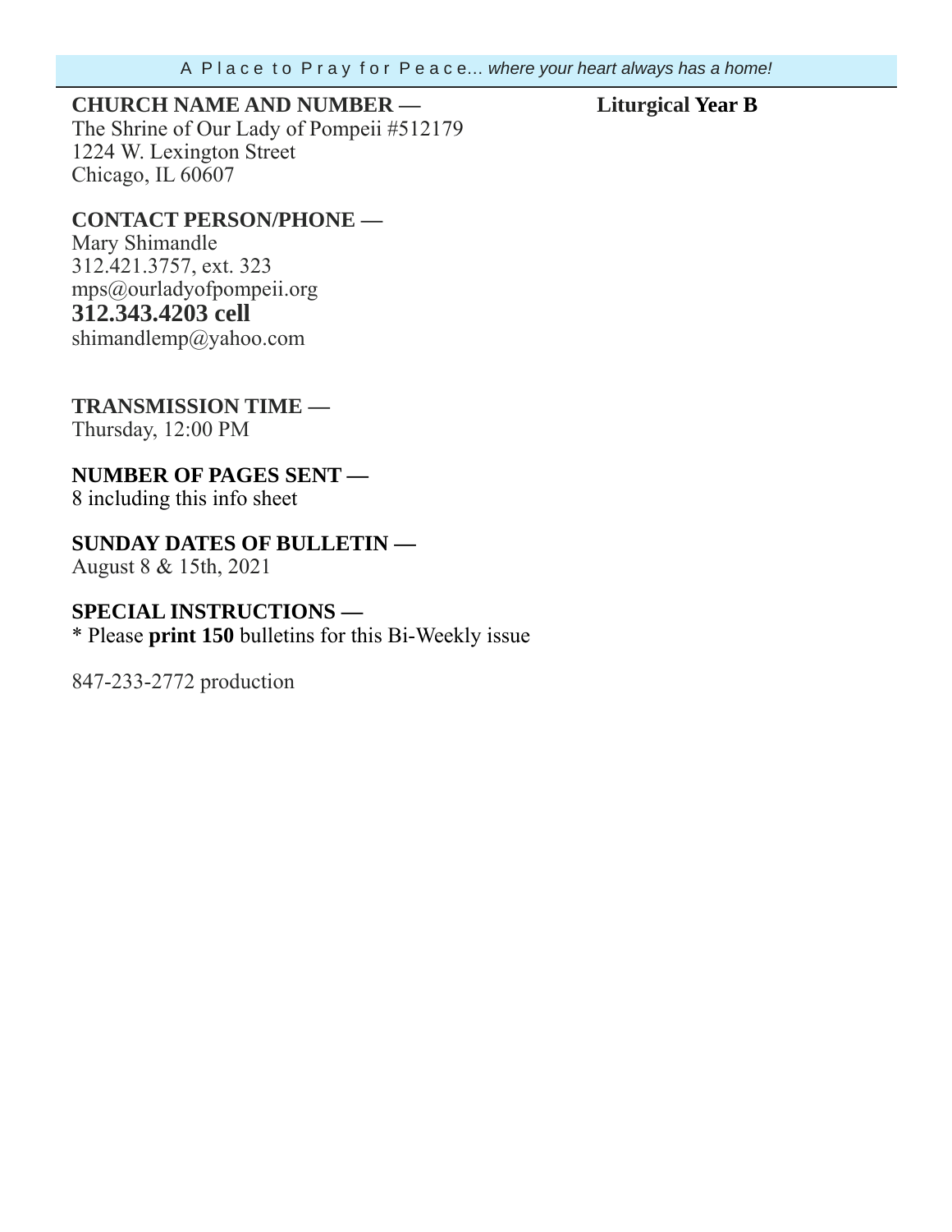A P l a c e t o P r a y f o r P e a c e... *where your heart always has a home!*

**CHURCH NAME AND NUMBER —**

The Shrine of Our Lady of Pompeii #512179
1224 W. Lexington Street
Chicago, IL 60607

**Liturgical Year B**

**CONTACT PERSON/PHONE —**

Mary Shimandle
312.421.3757, ext. 323
mps@ourladyofpompeii.org
**312.343.4203 cell**
shimandlemp@yahoo.com

**TRANSMISSION TIME —**

Thursday, 12:00 PM

**NUMBER OF PAGES SENT —**

8 including this info sheet

**SUNDAY DATES OF BULLETIN —**

August 8 & 15th, 2021

**SPECIAL INSTRUCTIONS —**

* Please **print 150** bulletins for this Bi-Weekly issue

847-233-2772 production